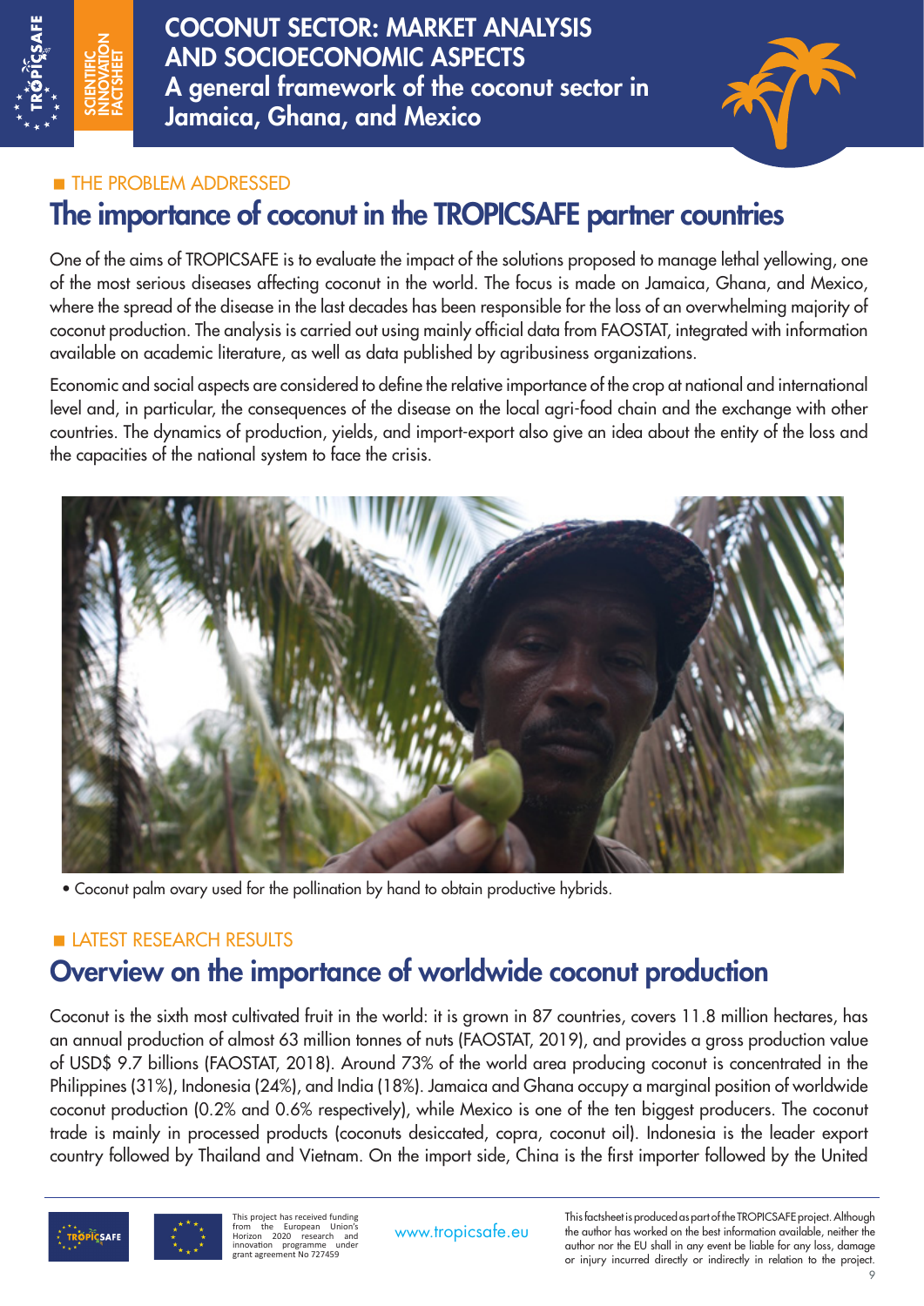# COCONUT SECTOR: MARKET ANALYSIS AND SOCIOECONOMIC ASPECTS

## A general framework of the coconut sector in Jamaica, Ghana, and Mexico

SCIENTIFIC INNOVATION FACTSHEET

### THE PROBLEM ADDRESSED

## The importance of coconut in the TROPICSAFE partner countries

One of the aims of TROPICSAFE is to evaluate the impact of the solutions proposed to manage lethal yellowing, one of the most serious diseases affecting coconut in the world. The focus is made on Jamaica, Ghana, and Mexico, where the spread of the disease in the last decades has been responsible for the loss of an overwhelming majority of coconut production. The analysis is carried out using mainly official data from FAOSTAT, integrated with information available on academic literature, as well as data published by agribusiness organizations.

Economic and social aspects are considered to define the relative importance of the crop at national and international level and, in particular, the consequences of the disease on the local agri-food chain and the exchange with other countries. The dynamics of production, yields, and import-export also give an idea about the entity of the loss and the capacities of the national system to face the crisis.

• Coconut palm ovary used for the pollination by hand to obtain productive hybrids.

### LATEST RESEARCH RESULTS

## Overview on the importance of worldwide coconut production

Coconut is the sixth most cultivated fruit in the world: it is grown in 87 countries, covers 11.8 million hectares, has an annual production of almost 63 million tonnes of nuts (FAOSTAT, 2019), and provides a gross production value of USD$ 9.7 billions (FAOSTAT, 2018). Around 73% of the world area producing coconut is concentrated in the Philippines (31%), Indonesia (24%), and India (18%). Jamaica and Ghana occupy a marginal position of worldwide coconut production (0.2% and 0.6% respectively), while Mexico is one of the ten biggest producers. The coconut trade is mainly in processed products (coconuts desiccated, copra, coconut oil). Indonesia is the leader export country followed by Thailand and Vietnam. On the import side, China is the first importer followed by the United

This project has received funding from the European Union's Horizon 2020 research and innovation programme under grant agreement No 727459

www.tropicsafe.eu

This factsheet is produced as part of the TROPICSAFE project. Although the author has worked on the best information available, neither the author nor the EU shall in any event be liable for any loss, damage or injury incurred directly or indirectly in relation to the project.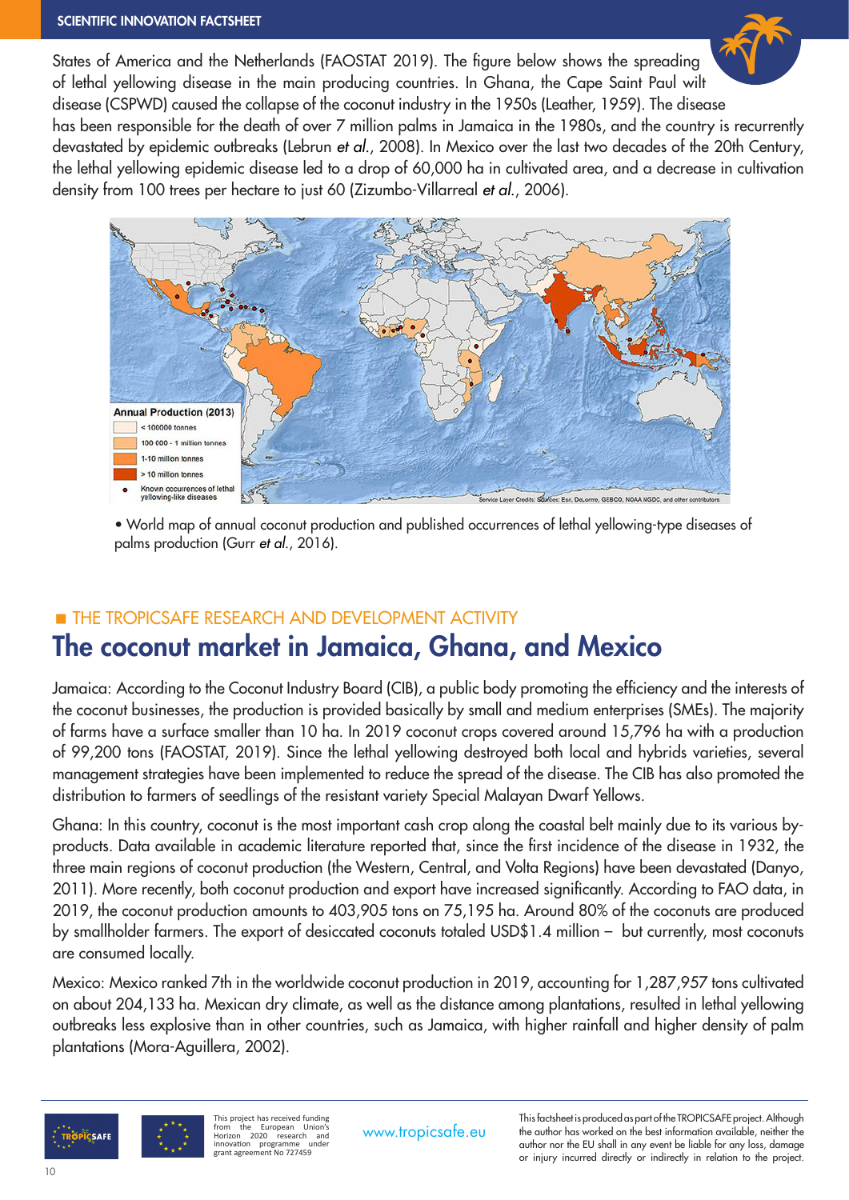States of America and the Netherlands (FAOSTAT 2019). The figure below shows the spreading of lethal yellowing disease in the main producing countries. In Ghana, the Cape Saint Paul wilt disease (CSPWD) caused the collapse of the coconut industry in the 1950s (Leather, 1959). The disease has been responsible for the death of over 7 million palms in Jamaica in the 1980s, and the country is recurrently devastated by epidemic outbreaks (Lebrun *et al.*, 2008). In Mexico over the last two decades of the 20th Century, the lethal yellowing epidemic disease led to a drop of 60,000 ha in cultivated area, and a decrease in cultivation density from 100 trees per hectare to just 60 (Zizumbo-Villarreal *et al.*, 2006).

• World map of annual coconut production and published occurrences of lethal yellowing-type diseases of palms production (Gurr *et al.*, 2016).

■ THE TROPICSAFE RESEARCH AND DEVELOPMENT ACTIVITY

## The coconut market in Jamaica, Ghana, and Mexico

Jamaica: According to the Coconut Industry Board (CIB), a public body promoting the efficiency and the interests of the coconut businesses, the production is provided basically by small and medium enterprises (SMEs). The majority of farms have a surface smaller than 10 ha. In 2019 coconut crops covered around 15,796 ha with a production of 99,200 tons (FAOSTAT, 2019). Since the lethal yellowing destroyed both local and hybrids varieties, several management strategies have been implemented to reduce the spread of the disease. The CIB has also promoted the distribution to farmers of seedlings of the resistant variety Special Malayan Dwarf Yellows.

Ghana: In this country, coconut is the most important cash crop along the coastal belt mainly due to its various by-products. Data available in academic literature reported that, since the first incidence of the disease in 1932, the three main regions of coconut production (the Western, Central, and Volta Regions) have been devastated (Danyo, 2011). More recently, both coconut production and export have increased significantly. According to FAO data, in 2019, the coconut production amounts to 403,905 tons on 75,195 ha. Around 80% of the coconuts are produced by smallholder farmers. The export of desiccated coconuts totaled USD$1.4 million – but currently, most coconuts are consumed locally.

Mexico: Mexico ranked 7th in the worldwide coconut production in 2019, accounting for 1,287,957 tons cultivated on about 204,133 ha. Mexican dry climate, as well as the distance among plantations, resulted in lethal yellowing outbreaks less explosive than in other countries, such as Jamaica, with higher rainfall and higher density of palm plantations (Mora-Aguillera, 2002).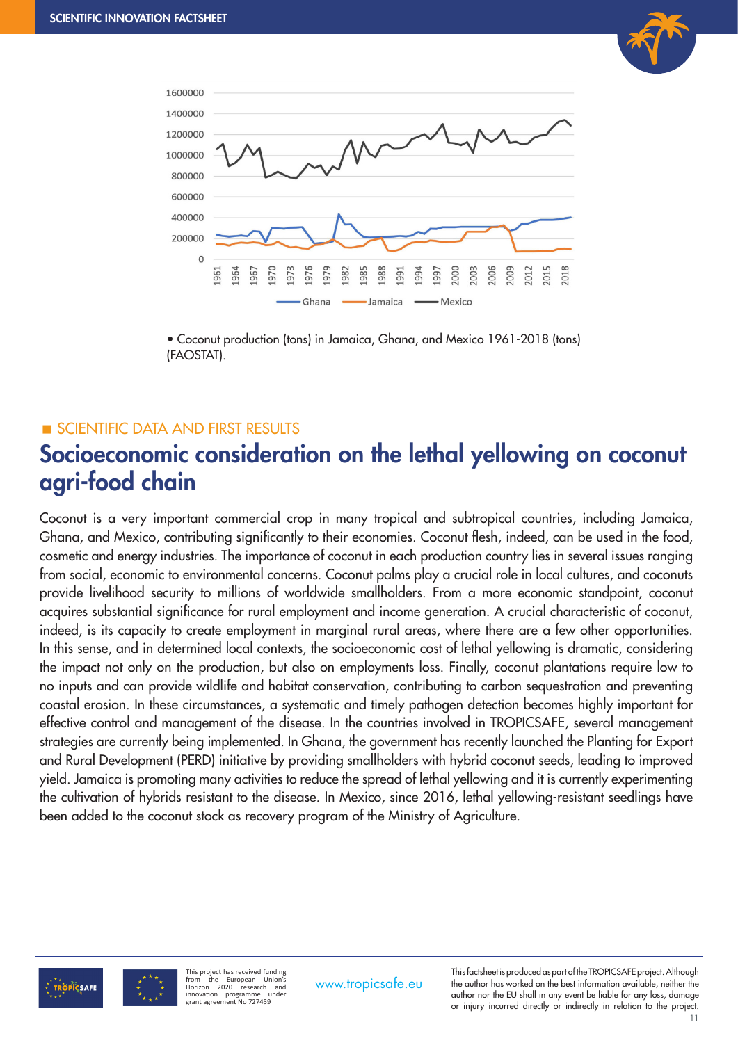• Coconut production (tons) in Jamaica, Ghana, and Mexico 1961-2018 (tons) (FAOSTAT).

SCIENTIFIC DATA AND FIRST RESULTS

## Socioeconomic consideration on the lethal yellowing on coconut agri-food chain

Coconut is a very important commercial crop in many tropical and subtropical countries, including Jamaica, Ghana, and Mexico, contributing significantly to their economies. Coconut flesh, indeed, can be used in the food, cosmetic and energy industries. The importance of coconut in each production country lies in several issues ranging from social, economic to environmental concerns. Coconut palms play a crucial role in local cultures, and coconuts provide livelihood security to millions of worldwide smallholders. From a more economic standpoint, coconut acquires substantial significance for rural employment and income generation. A crucial characteristic of coconut, indeed, is its capacity to create employment in marginal rural areas, where there are a few other opportunities. In this sense, and in determined local contexts, the socioeconomic cost of lethal yellowing is dramatic, considering the impact not only on the production, but also on employments loss. Finally, coconut plantations require low to no inputs and can provide wildlife and habitat conservation, contributing to carbon sequestration and preventing coastal erosion. In these circumstances, a systematic and timely pathogen detection becomes highly important for effective control and management of the disease. In the countries involved in TROPICSAFE, several management strategies are currently being implemented. In Ghana, the government has recently launched the Planting for Export and Rural Development (PERD) initiative by providing smallholders with hybrid coconut seeds, leading to improved yield. Jamaica is promoting many activities to reduce the spread of lethal yellowing and it is currently experimenting the cultivation of hybrids resistant to the disease. In Mexico, since 2016, lethal yellowing-resistant seedlings have been added to the coconut stock as recovery program of the Ministry of Agriculture.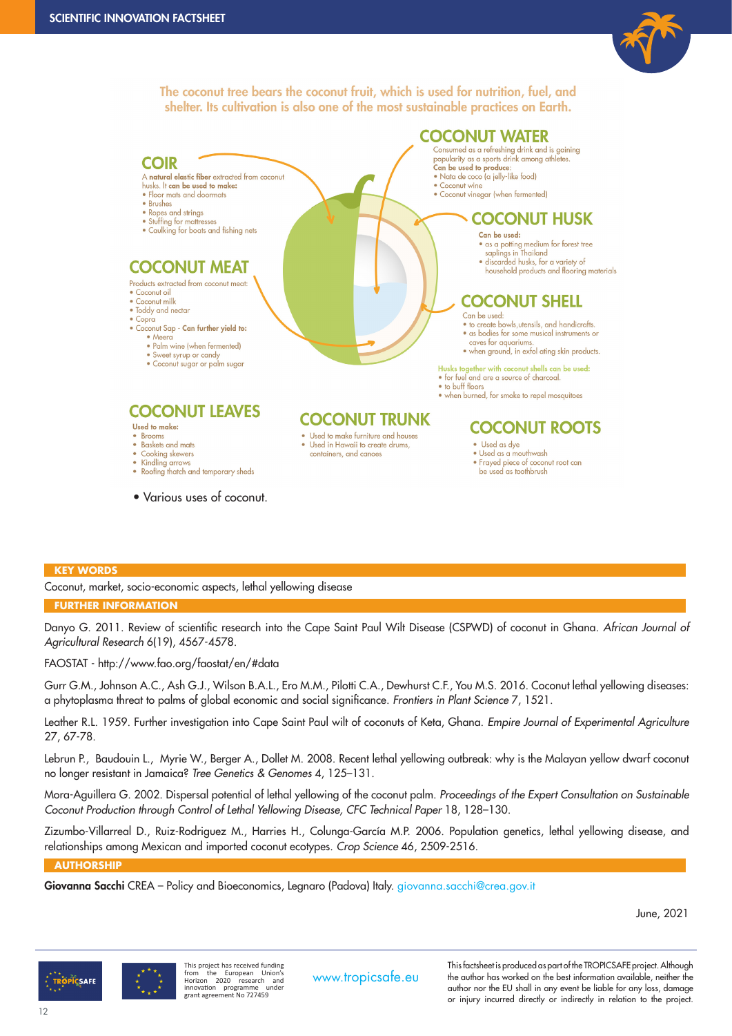The coconut tree bears the coconut fruit, which is used for nutrition, fuel, and shelter. Its cultivation is also one of the most sustainable practices on Earth.

## COIR

A **natural elastic fiber** extracted from coconut husks. It **can be used to make:**

- Floor mats and doormats
- Brushes
- Ropes and strings
- Stuffing for mattresses
- Caulking for boats and fishing nets

## COCONUT MEAT

Products extracted from coconut meat:

- Coconut oil
- Coconut milk
- Toddy and nectar
- Copra
- Coconut Sap - **Can further yield to:**
  - Meera
  - Palm wine (when fermented)
  - Sweet syrup or candy
  - Coconut sugar or palm sugar

## COCONUT WATER

Consumed as a refreshing drink and is gaining popularity as a sports drink among athletes.

**Can be used to produce:**

- Nata de coco (a jelly-like food)
- Coconut wine
- Coconut vinegar (when fermented)

## COCONUT HUSK

**Can be used:**

- as a potting medium for forest tree saplings in Thailand
- discarded husks, for a variety of household products and flooring materials

## COCONUT SHELL

Can be used:

- to create bowls,utensils, and handicrafts.
- as bodies for some musical instruments or caves for aquariums.
- when ground, in exfol ating skin products.

Husks together with coconut shells can be used:

- for fuel and are a source of charcoal.
- to buff floors
- when burned, for smoke to repel mosquitoes

## COCONUT LEAVES

Used to make:

- Brooms
- Baskets and mats
- Cooking skewers
- Kindling arrows
- Roofing thatch and temporary sheds

## COCONUT TRUNK

- Used to make furniture and houses
- Used in Hawaii to create drums, containers, and canoes

## COCONUT ROOTS

- Used as dye
- Used as a mouthwash
- Frayed piece of coconut root can be used as toothbrush

• Various uses of coconut.

## KEY WORDS

Coconut, market, socio-economic aspects, lethal yellowing disease

## FURTHER INFORMATION

Danyo G. 2011. Review of scientific research into the Cape Saint Paul Wilt Disease (CSPWD) of coconut in Ghana. *African Journal of Agricultural Research* 6(19), 4567-4578.

FAOSTAT - http://www.fao.org/faostat/en/#data

Gurr G.M., Johnson A.C., Ash G.J., Wilson B.A.L., Ero M.M., Pilotti C.A., Dewhurst C.F., You M.S. 2016. Coconut lethal yellowing diseases: a phytoplasma threat to palms of global economic and social significance. *Frontiers in Plant Science* 7, 1521.

Leather R.L. 1959. Further investigation into Cape Saint Paul wilt of coconuts of Keta, Ghana. *Empire Journal of Experimental Agriculture* 27, 67-78.

Lebrun P., Baudouin L., Myrie W., Berger A., Dollet M. 2008. Recent lethal yellowing outbreak: why is the Malayan yellow dwarf coconut no longer resistant in Jamaica? *Tree Genetics & Genomes* 4, 125–131.

Mora-Aguillera G. 2002. Dispersal potential of lethal yellowing of the coconut palm. *Proceedings of the Expert Consultation on Sustainable Coconut Production through Control of Lethal Yellowing Disease, CFC Technical Paper* 18, 128–130.

Zizumbo-Villarreal D., Ruiz-Rodriguez M., Harries H., Colunga-García M.P. 2006. Population genetics, lethal yellowing disease, and relationships among Mexican and imported coconut ecotypes. *Crop Science* 46, 2509-2516.

## AUTHORSHIP

**Giovanna Sacchi** CREA – Policy and Bioeconomics, Legnaro (Padova) Italy. giovanna.sacchi@crea.gov.it

June, 2021

This project has received funding from the European Union's Horizon 2020 research and innovation programme under grant agreement No 727459

www.tropicsafe.eu

This factsheet is produced as part of the TROPICSAFE project. Although the author has worked on the best information available, neither the author nor the EU shall in any event be liable for any loss, damage or injury incurred directly or indirectly in relation to the project.